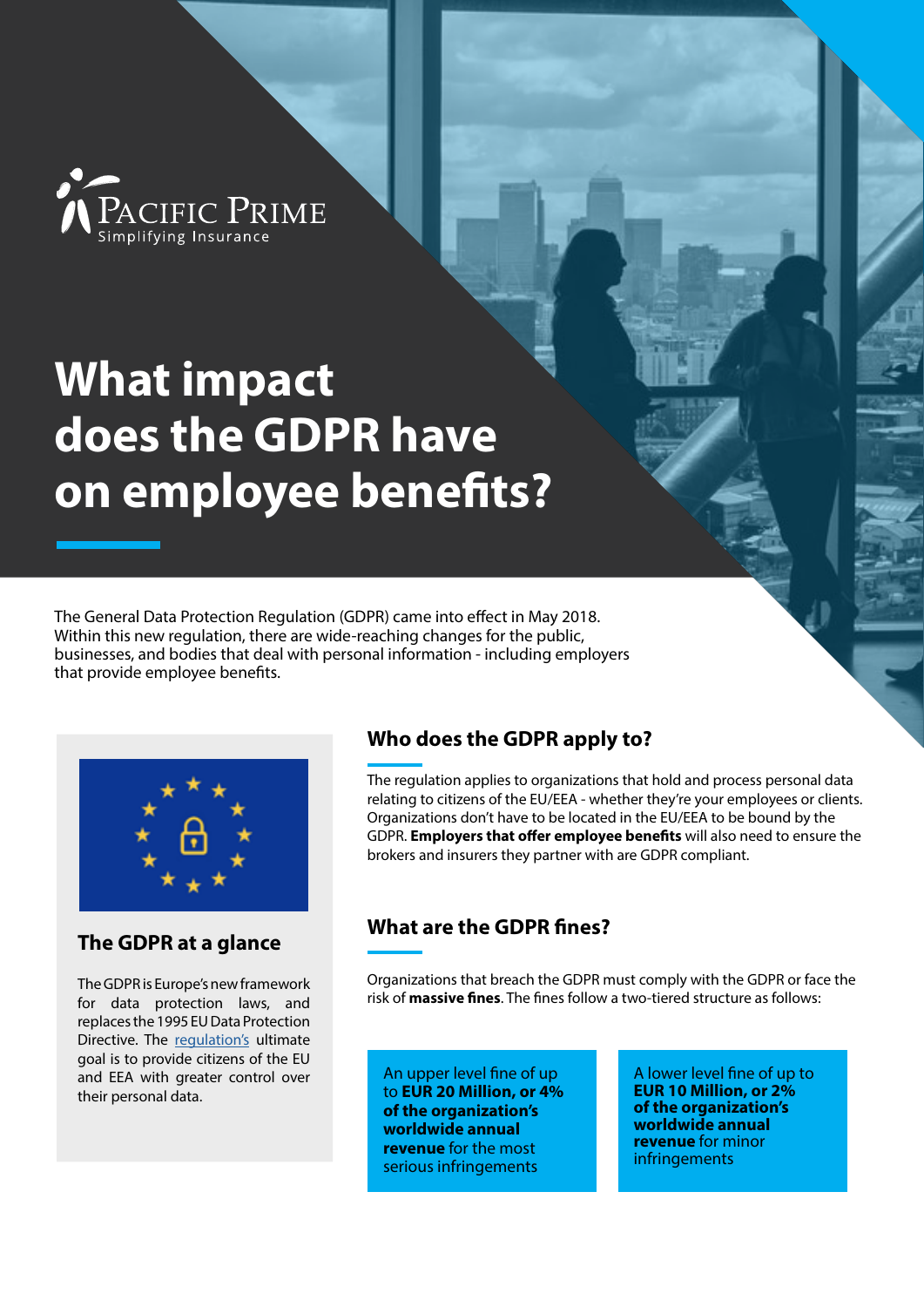Pacific Prime
Simplifying Insurance

# What impact does the GDPR have on employee benefits?

The General Data Protection Regulation (GDPR) came into effect in May 2018. Within this new regulation, there are wide-reaching changes for the public, businesses, and bodies that deal with personal information - including employers that provide employee benefits.

## The GDPR at a glance

The GDPR is Europe's new framework for data protection laws, and replaces the 1995 EU Data Protection Directive. The regulation's ultimate goal is to provide citizens of the EU and EEA with greater control over their personal data.

## Who does the GDPR apply to?

The regulation applies to organizations that hold and process personal data relating to citizens of the EU/EEA - whether they're your employees or clients. Organizations don't have to be located in the EU/EEA to be bound by the GDPR. **Employers that offer employee benefits** will also need to ensure the brokers and insurers they partner with are GDPR compliant.

## What are the GDPR fines?

Organizations that breach the GDPR must comply with the GDPR or face the risk of **massive fines**. The fines follow a two-tiered structure as follows:

An upper level fine of up to **EUR 20 Million, or 4% of the organization's worldwide annual revenue** for the most serious infringements

A lower level fine of up to **EUR 10 Million, or 2% of the organization's worldwide annual revenue** for minor infringements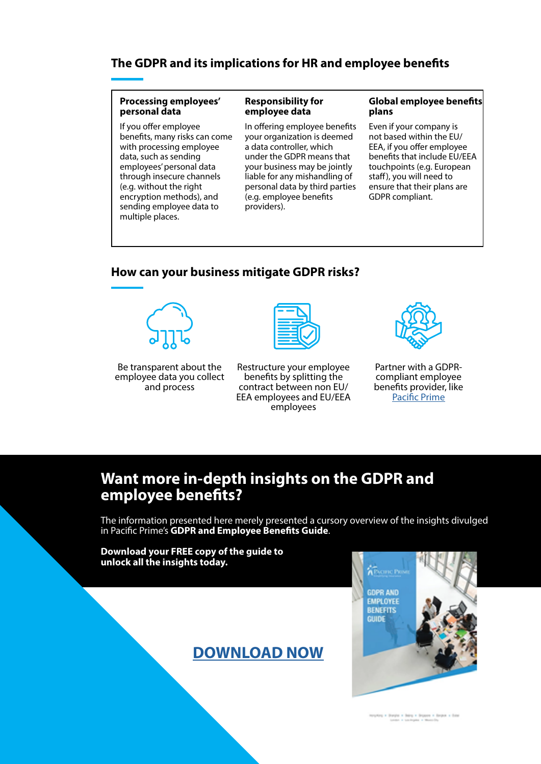## The GDPR and its implications for HR and employee benefits

**Processing employees' personal data**

If you offer employee benefits, many risks can come with processing employee data, such as sending employees' personal data through insecure channels (e.g. without the right encryption methods), and sending employee data to multiple places.

**Responsibility for employee data**

In offering employee benefits your organization is deemed a data controller, which under the GDPR means that your business may be jointly liable for any mishandling of personal data by third parties (e.g. employee benefits providers).

**Global employee benefits plans**

Even if your company is not based within the EU/EEA, if you offer employee benefits that include EU/EEA touchpoints (e.g. European staff), you will need to ensure that their plans are GDPR compliant.

## How can your business mitigate GDPR risks?

Be transparent about the employee data you collect and process

Restructure your employee benefits by splitting the contract between non EU/EEA employees and EU/EEA employees

Partner with a GDPR-compliant employee benefits provider, like Pacific Prime

## Want more in-depth insights on the GDPR and employee benefits?

The information presented here merely presented a cursory overview of the insights divulged in Pacific Prime's **GDPR and Employee Benefits Guide**.

**Download your FREE copy of the guide to unlock all the insights today.**

**DOWNLOAD NOW**